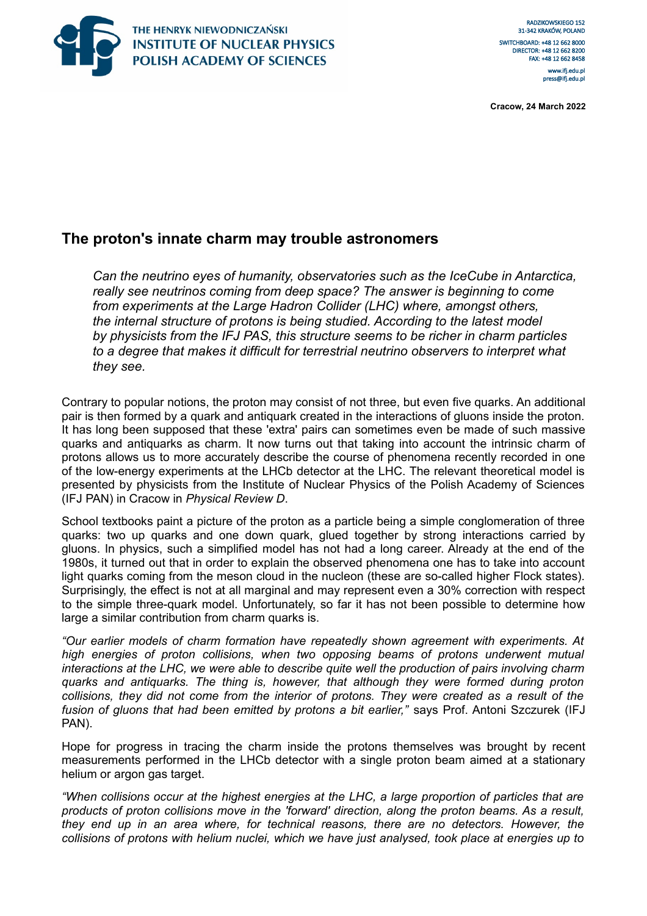THE HENRYK NIEWODNICZAŃSKI
INSTITUTE OF NUCLEAR PHYSICS
POLISH ACADEMY OF SCIENCES

RADZIKOWSKIEGO 152
31-342 KRAKÓW, POLAND
SWITCHBOARD: +48 12 662 8000
DIRECTOR: +48 12 662 8200
FAX: +48 12 662 8458
www.ifj.edu.pl
press@ifj.edu.pl

**Cracow, 24 March 2022**

## The proton's innate charm may trouble astronomers

*Can the neutrino eyes of humanity, observatories such as the IceCube in Antarctica, really see neutrinos coming from deep space? The answer is beginning to come from experiments at the Large Hadron Collider (LHC) where, amongst others, the internal structure of protons is being studied. According to the latest model by physicists from the IFJ PAS, this structure seems to be richer in charm particles to a degree that makes it difficult for terrestrial neutrino observers to interpret what they see.*

Contrary to popular notions, the proton may consist of not three, but even five quarks. An additional pair is then formed by a quark and antiquark created in the interactions of gluons inside the proton. It has long been supposed that these 'extra' pairs can sometimes even be made of such massive quarks and antiquarks as charm. It now turns out that taking into account the intrinsic charm of protons allows us to more accurately describe the course of phenomena recently recorded in one of the low-energy experiments at the LHCb detector at the LHC. The relevant theoretical model is presented by physicists from the Institute of Nuclear Physics of the Polish Academy of Sciences (IFJ PAN) in Cracow in *Physical Review D*.

School textbooks paint a picture of the proton as a particle being a simple conglomeration of three quarks: two up quarks and one down quark, glued together by strong interactions carried by gluons. In physics, such a simplified model has not had a long career. Already at the end of the 1980s, it turned out that in order to explain the observed phenomena one has to take into account light quarks coming from the meson cloud in the nucleon (these are so-called higher Flock states). Surprisingly, the effect is not at all marginal and may represent even a 30% correction with respect to the simple three-quark model. Unfortunately, so far it has not been possible to determine how large a similar contribution from charm quarks is.

*"Our earlier models of charm formation have repeatedly shown agreement with experiments. At high energies of proton collisions, when two opposing beams of protons underwent mutual interactions at the LHC, we were able to describe quite well the production of pairs involving charm quarks and antiquarks. The thing is, however, that although they were formed during proton collisions, they did not come from the interior of protons. They were created as a result of the fusion of gluons that had been emitted by protons a bit earlier,"* says Prof. Antoni Szczurek (IFJ PAN).

Hope for progress in tracing the charm inside the protons themselves was brought by recent measurements performed in the LHCb detector with a single proton beam aimed at a stationary helium or argon gas target.

*"When collisions occur at the highest energies at the LHC, a large proportion of particles that are products of proton collisions move in the 'forward' direction, along the proton beams. As a result, they end up in an area where, for technical reasons, there are no detectors. However, the collisions of protons with helium nuclei, which we have just analysed, took place at energies up to*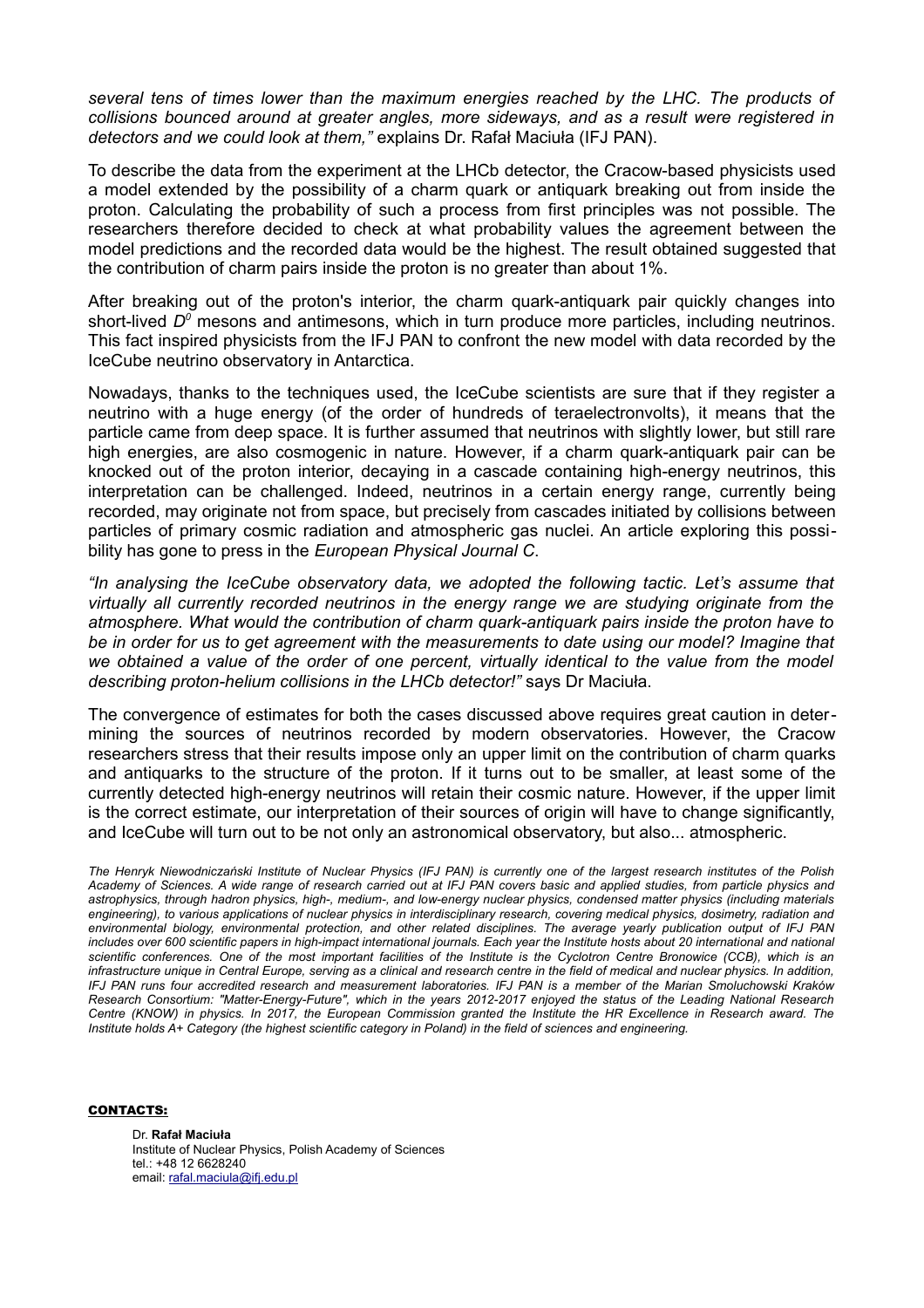*several tens of times lower than the maximum energies reached by the LHC. The products of collisions bounced around at greater angles, more sideways, and as a result were registered in detectors and we could look at them,"* explains Dr. Rafał Maciuła (IFJ PAN).

To describe the data from the experiment at the LHCb detector, the Cracow-based physicists used a model extended by the possibility of a charm quark or antiquark breaking out from inside the proton. Calculating the probability of such a process from first principles was not possible. The researchers therefore decided to check at what probability values the agreement between the model predictions and the recorded data would be the highest. The result obtained suggested that the contribution of charm pairs inside the proton is no greater than about 1%.

After breaking out of the proton's interior, the charm quark-antiquark pair quickly changes into short-lived $D^0$ mesons and antimesons, which in turn produce more particles, including neutrinos. This fact inspired physicists from the IFJ PAN to confront the new model with data recorded by the IceCube neutrino observatory in Antarctica.

Nowadays, thanks to the techniques used, the IceCube scientists are sure that if they register a neutrino with a huge energy (of the order of hundreds of teraelectronvolts), it means that the particle came from deep space. It is further assumed that neutrinos with slightly lower, but still rare high energies, are also cosmogenic in nature. However, if a charm quark-antiquark pair can be knocked out of the proton interior, decaying in a cascade containing high-energy neutrinos, this interpretation can be challenged. Indeed, neutrinos in a certain energy range, currently being recorded, may originate not from space, but precisely from cascades initiated by collisions between particles of primary cosmic radiation and atmospheric gas nuclei. An article exploring this possibility has gone to press in the *European Physical Journal C*.

*"In analysing the IceCube observatory data, we adopted the following tactic. Let's assume that virtually all currently recorded neutrinos in the energy range we are studying originate from the atmosphere. What would the contribution of charm quark-antiquark pairs inside the proton have to be in order for us to get agreement with the measurements to date using our model? Imagine that we obtained a value of the order of one percent, virtually identical to the value from the model describing proton-helium collisions in the LHCb detector!"* says Dr Maciuła.

The convergence of estimates for both the cases discussed above requires great caution in determining the sources of neutrinos recorded by modern observatories. However, the Cracow researchers stress that their results impose only an upper limit on the contribution of charm quarks and antiquarks to the structure of the proton. If it turns out to be smaller, at least some of the currently detected high-energy neutrinos will retain their cosmic nature. However, if the upper limit is the correct estimate, our interpretation of their sources of origin will have to change significantly, and IceCube will turn out to be not only an astronomical observatory, but also... atmospheric.

*The Henryk Niewodniczański Institute of Nuclear Physics (IFJ PAN) is currently one of the largest research institutes of the Polish Academy of Sciences. A wide range of research carried out at IFJ PAN covers basic and applied studies, from particle physics and astrophysics, through hadron physics, high-, medium-, and low-energy nuclear physics, condensed matter physics (including materials engineering), to various applications of nuclear physics in interdisciplinary research, covering medical physics, dosimetry, radiation and environmental biology, environmental protection, and other related disciplines. The average yearly publication output of IFJ PAN includes over 600 scientific papers in high-impact international journals. Each year the Institute hosts about 20 international and national scientific conferences. One of the most important facilities of the Institute is the Cyclotron Centre Bronowice (CCB), which is an infrastructure unique in Central Europe, serving as a clinical and research centre in the field of medical and nuclear physics. In addition, IFJ PAN runs four accredited research and measurement laboratories. IFJ PAN is a member of the Marian Smoluchowski Kraków Research Consortium: "Matter-Energy-Future", which in the years 2012-2017 enjoyed the status of the Leading National Research Centre (KNOW) in physics. In 2017, the European Commission granted the Institute the HR Excellence in Research award. The Institute holds A+ Category (the highest scientific category in Poland) in the field of sciences and engineering.*

**CONTACTS:**

Dr. **Rafał Maciuła**
Institute of Nuclear Physics, Polish Academy of Sciences
tel.: +48 12 6628240
email: rafal.maciula@ifj.edu.pl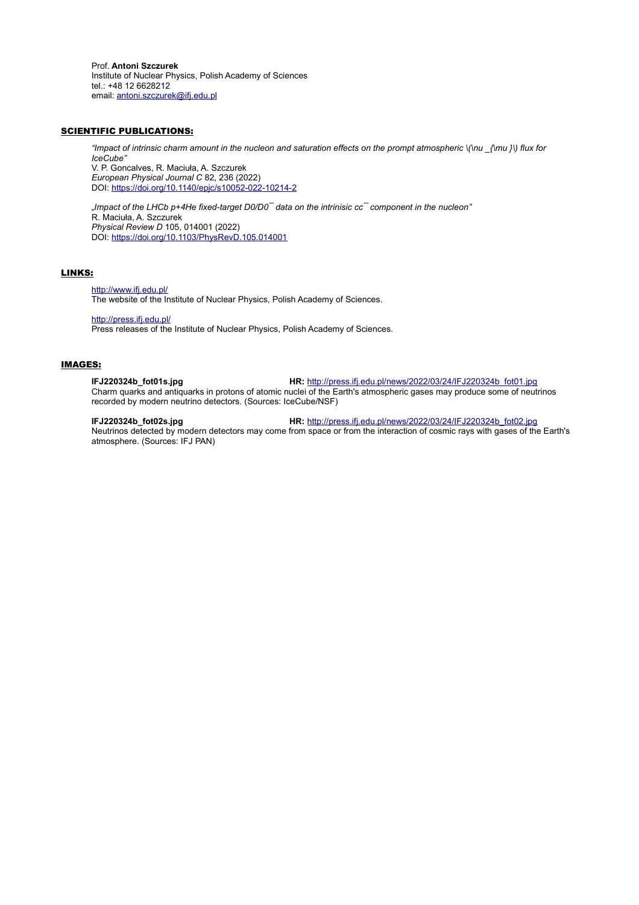Prof. **Antoni Szczurek**
Institute of Nuclear Physics, Polish Academy of Sciences
tel.: +48 12 6628212
email: antoni.szczurek@ifj.edu.pl

## SCIENTIFIC PUBLICATIONS:

*"Impact of intrinsic charm amount in the nucleon and saturation effects on the prompt atmospheric \(\nu _{\mu }\) flux for IceCube"*
V. P. Goncalves, R. Maciuła, A. Szczurek
*European Physical Journal C* 82, 236 (2022)
DOI: https://doi.org/10.1140/epjc/s10052-022-10214-2

*„Impact of the LHCb p+4He fixed-target D0/D0¯ data on the intrinisic cc¯ component in the nucleon"*
R. Maciuła, A. Szczurek
*Physical Review D* 105, 014001 (2022)
DOI: https://doi.org/10.1103/PhysRevD.105.014001

## LINKS:

http://www.ifj.edu.pl/
The website of the Institute of Nuclear Physics, Polish Academy of Sciences.

http://press.ifj.edu.pl/
Press releases of the Institute of Nuclear Physics, Polish Academy of Sciences.

## IMAGES:

**IFJ220324b_fot01s.jpg** **HR:** http://press.ifj.edu.pl/news/2022/03/24/IFJ220324b_fot01.jpg
Charm quarks and antiquarks in protons of atomic nuclei of the Earth's atmospheric gases may produce some of neutrinos recorded by modern neutrino detectors. (Sources: IceCube/NSF)

**IFJ220324b_fot02s.jpg** **HR:** http://press.ifj.edu.pl/news/2022/03/24/IFJ220324b_fot02.jpg
Neutrinos detected by modern detectors may come from space or from the interaction of cosmic rays with gases of the Earth's atmosphere. (Sources: IFJ PAN)